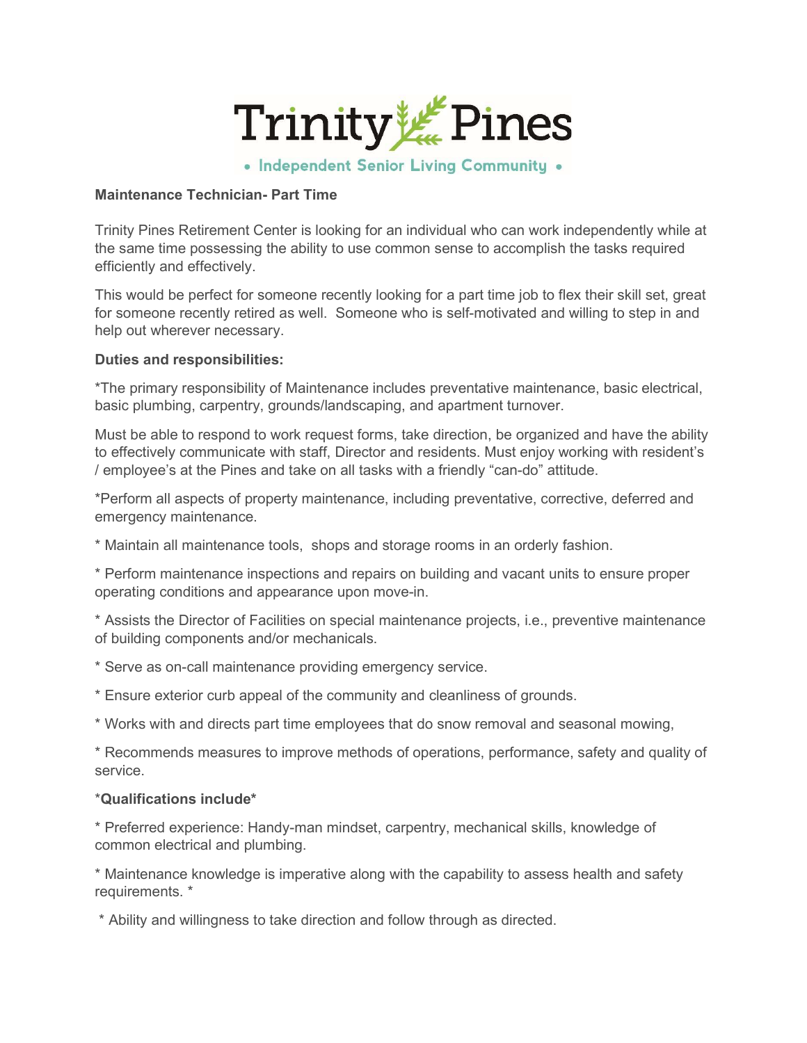# Trinity Pines

• Independent Senior Living Community •

**Maintenance Technician- Part Time**

Trinity Pines Retirement Center is looking for an individual who can work independently while at the same time possessing the ability to use common sense to accomplish the tasks required efficiently and effectively.

This would be perfect for someone recently looking for a part time job to flex their skill set, great for someone recently retired as well. Someone who is self-motivated and willing to step in and help out wherever necessary.

**Duties and responsibilities:**

*The primary responsibility of Maintenance includes preventative maintenance, basic electrical, basic plumbing, carpentry, grounds/landscaping, and apartment turnover.

Must be able to respond to work request forms, take direction, be organized and have the ability to effectively communicate with staff, Director and residents. Must enjoy working with resident's / employee's at the Pines and take on all tasks with a friendly "can-do" attitude.

*Perform all aspects of property maintenance, including preventative, corrective, deferred and emergency maintenance.

* Maintain all maintenance tools, shops and storage rooms in an orderly fashion.

* Perform maintenance inspections and repairs on building and vacant units to ensure proper operating conditions and appearance upon move-in.

* Assists the Director of Facilities on special maintenance projects, i.e., preventive maintenance of building components and/or mechanicals.

* Serve as on-call maintenance providing emergency service.

* Ensure exterior curb appeal of the community and cleanliness of grounds.

* Works with and directs part time employees that do snow removal and seasonal mowing,

* Recommends measures to improve methods of operations, performance, safety and quality of service.

***Qualifications include***

* Preferred experience: Handy-man mindset, carpentry, mechanical skills, knowledge of common electrical and plumbing.

* Maintenance knowledge is imperative along with the capability to assess health and safety requirements. *

* Ability and willingness to take direction and follow through as directed.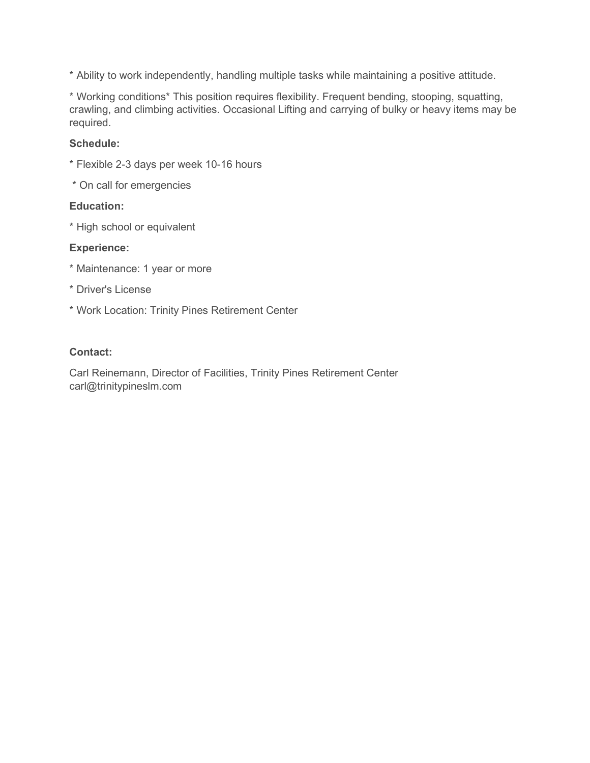* Ability to work independently, handling multiple tasks while maintaining a positive attitude.

* Working conditions* This position requires flexibility. Frequent bending, stooping, squatting, crawling, and climbing activities. Occasional Lifting and carrying of bulky or heavy items may be required.

**Schedule:**

* Flexible 2-3 days per week 10-16 hours

* On call for emergencies

**Education:**

* High school or equivalent

**Experience:**

* Maintenance: 1 year or more

* Driver's License

* Work Location: Trinity Pines Retirement Center

**Contact:**

Carl Reinemann, Director of Facilities, Trinity Pines Retirement Center
carl@trinitypineslm.com